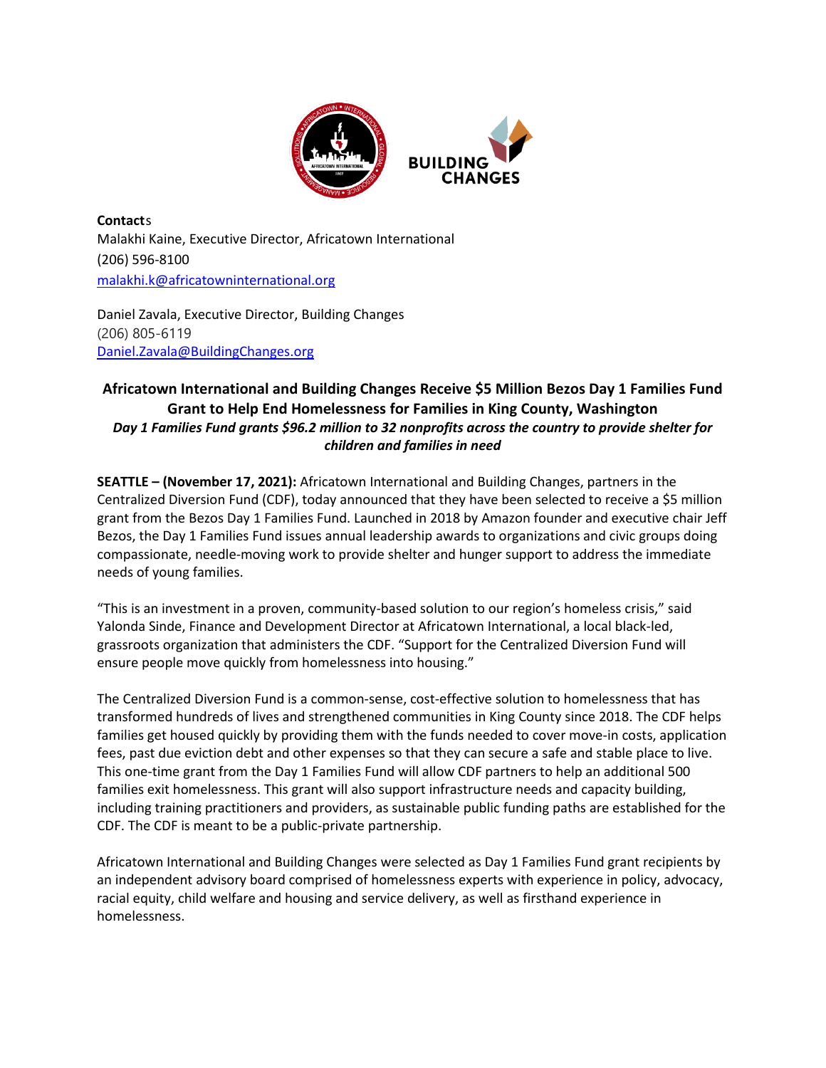**Contacts**

Malakhi Kaine, Executive Director, Africatown International
(206) 596-8100
malakhi.k@africatowninternational.org

Daniel Zavala, Executive Director, Building Changes
(206) 805-6119
Daniel.Zavala@BuildingChanges.org

## Africatown International and Building Changes Receive $5 Million Bezos Day 1 Families Fund Grant to Help End Homelessness for Families in King County, Washington

***Day 1 Families Fund grants $96.2 million to 32 nonprofits across the country to provide shelter for children and families in need***

**SEATTLE – (November 17, 2021):** Africatown International and Building Changes, partners in the Centralized Diversion Fund (CDF), today announced that they have been selected to receive a $5 million grant from the Bezos Day 1 Families Fund. Launched in 2018 by Amazon founder and executive chair Jeff Bezos, the Day 1 Families Fund issues annual leadership awards to organizations and civic groups doing compassionate, needle-moving work to provide shelter and hunger support to address the immediate needs of young families.

"This is an investment in a proven, community-based solution to our region's homeless crisis," said Yalonda Sinde, Finance and Development Director at Africatown International, a local black-led, grassroots organization that administers the CDF. "Support for the Centralized Diversion Fund will ensure people move quickly from homelessness into housing."

The Centralized Diversion Fund is a common-sense, cost-effective solution to homelessness that has transformed hundreds of lives and strengthened communities in King County since 2018. The CDF helps families get housed quickly by providing them with the funds needed to cover move-in costs, application fees, past due eviction debt and other expenses so that they can secure a safe and stable place to live. This one-time grant from the Day 1 Families Fund will allow CDF partners to help an additional 500 families exit homelessness. This grant will also support infrastructure needs and capacity building, including training practitioners and providers, as sustainable public funding paths are established for the CDF. The CDF is meant to be a public-private partnership.

Africatown International and Building Changes were selected as Day 1 Families Fund grant recipients by an independent advisory board comprised of homelessness experts with experience in policy, advocacy, racial equity, child welfare and housing and service delivery, as well as firsthand experience in homelessness.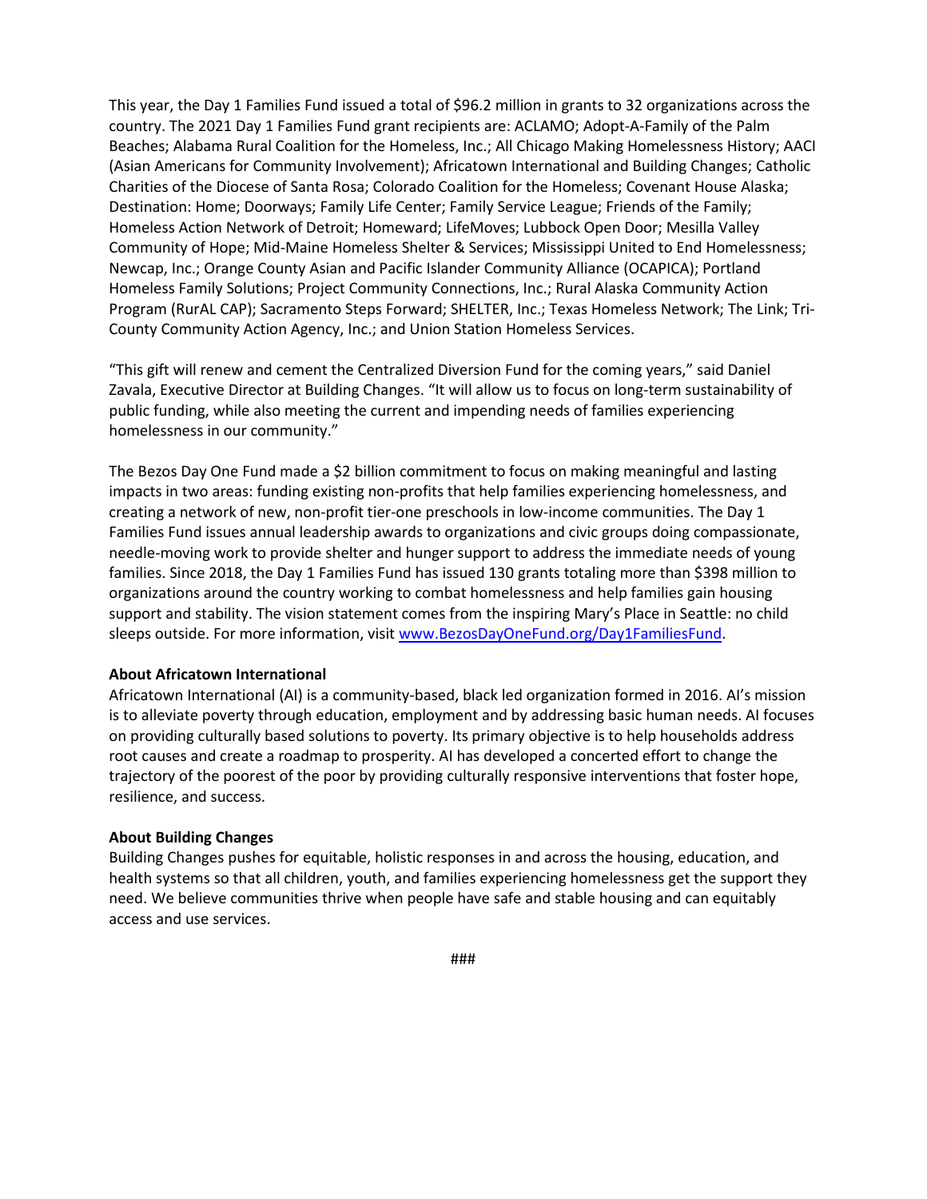This year, the Day 1 Families Fund issued a total of $96.2 million in grants to 32 organizations across the country. The 2021 Day 1 Families Fund grant recipients are: ACLAMO; Adopt-A-Family of the Palm Beaches; Alabama Rural Coalition for the Homeless, Inc.; All Chicago Making Homelessness History; AACI (Asian Americans for Community Involvement); Africatown International and Building Changes; Catholic Charities of the Diocese of Santa Rosa; Colorado Coalition for the Homeless; Covenant House Alaska; Destination: Home; Doorways; Family Life Center; Family Service League; Friends of the Family; Homeless Action Network of Detroit; Homeward; LifeMoves; Lubbock Open Door; Mesilla Valley Community of Hope; Mid-Maine Homeless Shelter & Services; Mississippi United to End Homelessness; Newcap, Inc.; Orange County Asian and Pacific Islander Community Alliance (OCAPICA); Portland Homeless Family Solutions; Project Community Connections, Inc.; Rural Alaska Community Action Program (RurAL CAP); Sacramento Steps Forward; SHELTER, Inc.; Texas Homeless Network; The Link; Tri-County Community Action Agency, Inc.; and Union Station Homeless Services.

"This gift will renew and cement the Centralized Diversion Fund for the coming years," said Daniel Zavala, Executive Director at Building Changes. "It will allow us to focus on long-term sustainability of public funding, while also meeting the current and impending needs of families experiencing homelessness in our community."

The Bezos Day One Fund made a $2 billion commitment to focus on making meaningful and lasting impacts in two areas: funding existing non-profits that help families experiencing homelessness, and creating a network of new, non-profit tier-one preschools in low-income communities. The Day 1 Families Fund issues annual leadership awards to organizations and civic groups doing compassionate, needle-moving work to provide shelter and hunger support to address the immediate needs of young families. Since 2018, the Day 1 Families Fund has issued 130 grants totaling more than $398 million to organizations around the country working to combat homelessness and help families gain housing support and stability. The vision statement comes from the inspiring Mary's Place in Seattle: no child sleeps outside. For more information, visit [www.BezosDayOneFund.org/Day1FamiliesFund](www.BezosDayOneFund.org/Day1FamiliesFund).

**About Africatown International**

Africatown International (AI) is a community-based, black led organization formed in 2016. AI's mission is to alleviate poverty through education, employment and by addressing basic human needs. AI focuses on providing culturally based solutions to poverty. Its primary objective is to help households address root causes and create a roadmap to prosperity. AI has developed a concerted effort to change the trajectory of the poorest of the poor by providing culturally responsive interventions that foster hope, resilience, and success.

**About Building Changes**

Building Changes pushes for equitable, holistic responses in and across the housing, education, and health systems so that all children, youth, and families experiencing homelessness get the support they need. We believe communities thrive when people have safe and stable housing and can equitably access and use services.

###